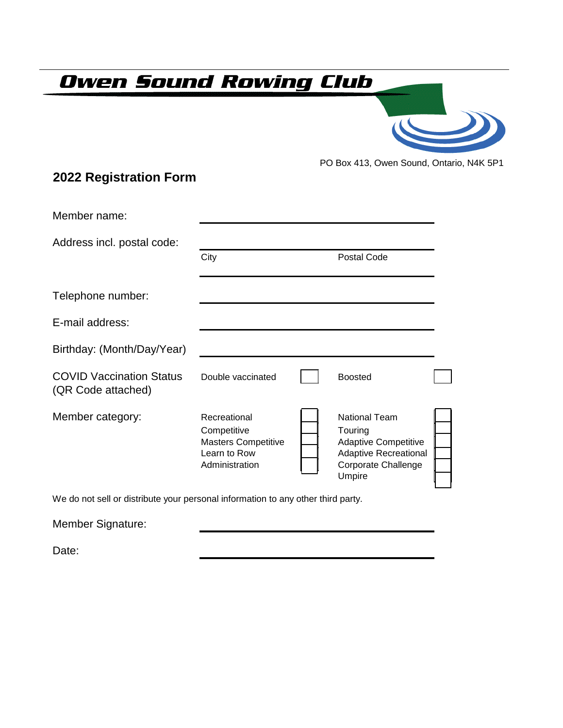# Owen Sound Rowing Club

PO Box 413, Owen Sound, Ontario, N4K 5P1

## 2022 Registration Form

Member name: ______________________________

Address incl. postal code: ______________________________

City ______________ Postal Code ______________

Telephone number: ______________________________

E-mail address: ______________________________

Birthday: (Month/Day/Year) ______________________________

COVID Vaccination Status (QR Code attached)

| | | | |
|---|---|---|---|
| Double vaccinated | ☐ | Boosted | ☐ |

Member category:

| | | | |
|---|---|---|---|
| Recreational | ☐ | National Team | ☐ |
| Competitive | ☐ | Touring | ☐ |
| Masters Competitive | ☐ | Adaptive Competitive | ☐ |
| Learn to Row | ☐ | Adaptive Recreational | ☐ |
| Administration | ☐ | Corporate Challenge | ☐ |
| | | Umpire | ☐ |

We do not sell or distribute your personal information to any other third party.

Member Signature: ______________________________

Date: ______________________________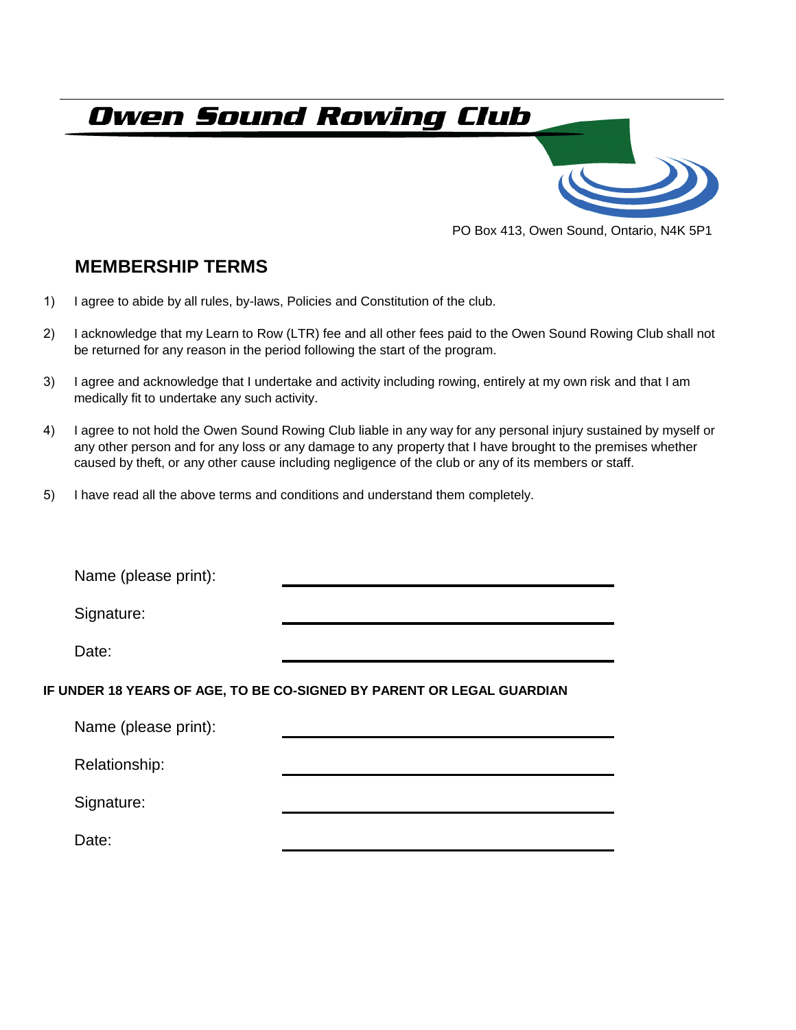# Owen Sound Rowing Club

PO Box 413, Owen Sound, Ontario, N4K 5P1

## MEMBERSHIP TERMS

1) I agree to abide by all rules, by-laws, Policies and Constitution of the club.

2) I acknowledge that my Learn to Row (LTR) fee and all other fees paid to the Owen Sound Rowing Club shall not be returned for any reason in the period following the start of the program.

3) I agree and acknowledge that I undertake and activity including rowing, entirely at my own risk and that I am medically fit to undertake any such activity.

4) I agree to not hold the Owen Sound Rowing Club liable in any way for any personal injury sustained by myself or any other person and for any loss or any damage to any property that I have brought to the premises whether caused by theft, or any other cause including negligence of the club or any of its members or staff.

5) I have read all the above terms and conditions and understand them completely.

Name (please print): ______________________________

Signature: ______________________________

Date: ______________________________

**IF UNDER 18 YEARS OF AGE, TO BE CO-SIGNED BY PARENT OR LEGAL GUARDIAN**

Name (please print): ______________________________

Relationship: ______________________________

Signature: ______________________________

Date: ______________________________